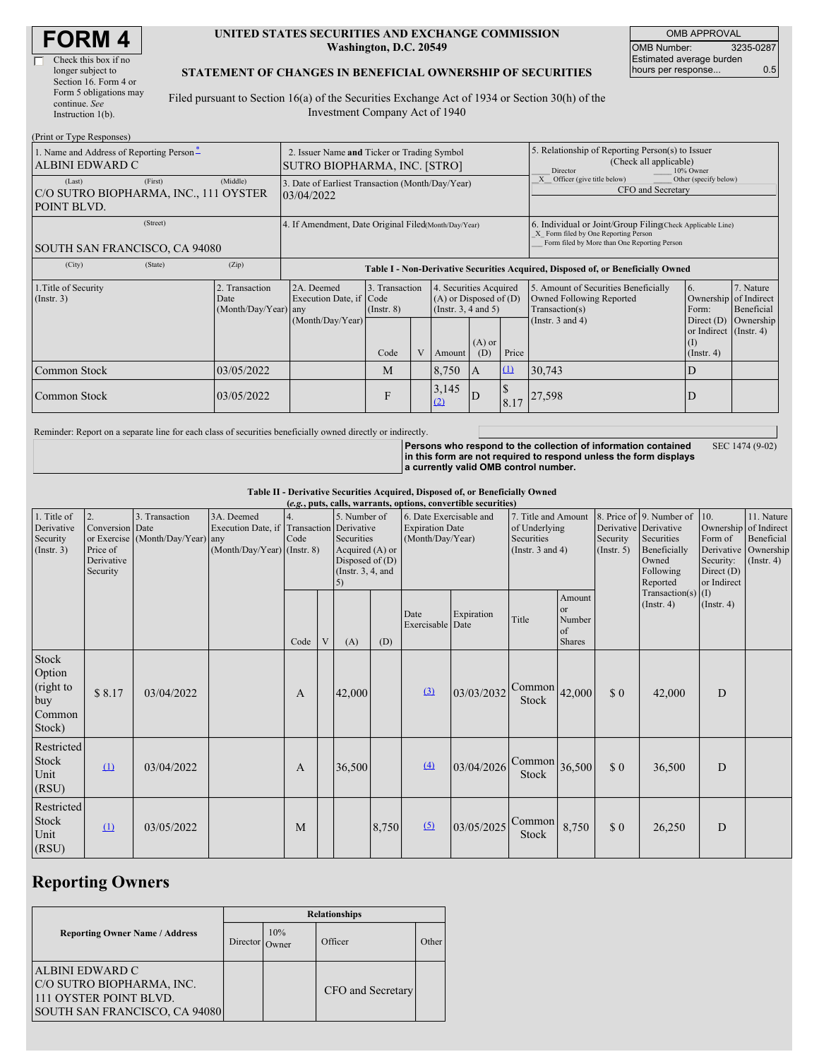# FORM 4

☐ Check this box if no longer subject to Section 16. Form 4 or Form 5 obligations may continue. *See* Instruction 1(b).

**UNITED STATES SECURITIES AND EXCHANGE COMMISSION**
**Washington, D.C. 20549**

**STATEMENT OF CHANGES IN BENEFICIAL OWNERSHIP OF SECURITIES**

Filed pursuant to Section 16(a) of the Securities Exchange Act of 1934 or Section 30(h) of the Investment Company Act of 1940

| OMB APPROVAL | |
|---|---|
| OMB Number: | 3235-0287 |
| Estimated average burden hours per response... | 0.5 |

(Print or Type Responses)

| 1. Name and Address of Reporting Person * | 2. Issuer Name and Ticker or Trading Symbol | 5. Relationship of Reporting Person(s) to Issuer (Check all applicable) |
|---|---|---|
| ALBINI EDWARD C | SUTRO BIOPHARMA, INC. [STRO] | ___ Director ___ 10% Owner |
| (Last) (First) (Middle) C/O SUTRO BIOPHARMA, INC., 111 OYSTER POINT BLVD. | 3. Date of Earliest Transaction (Month/Day/Year) 03/04/2022 | _X_ Officer (give title below) ___ Other (specify below) CFO and Secretary |
| (Street) SOUTH SAN FRANCISCO, CA 94080 | 4. If Amendment, Date Original Filed (Month/Day/Year) | 6. Individual or Joint/Group Filing (Check Applicable Line) _X_ Form filed by One Reporting Person ___ Form filed by More than One Reporting Person |
| (City) (State) (Zip) | | |

**Table I - Non-Derivative Securities Acquired, Disposed of, or Beneficially Owned**

| 1.Title of Security (Instr. 3) | 2. Transaction Date (Month/Day/Year) | 2A. Deemed Execution Date, if any (Month/Day/Year) | 3. Transaction Code (Instr. 8) | | 4. Securities Acquired (A) or Disposed of (D) (Instr. 3, 4 and 5) | | | 5. Amount of Securities Beneficially Owned Following Reported Transaction(s) (Instr. 3 and 4) | 6. Ownership Form: Direct (D) or Indirect (I) (Instr. 4) | 7. Nature of Indirect Beneficial Ownership (Instr. 4) |
|---|---|---|---|---|---|---|---|---|---|---|
| | | | Code | V | Amount | (A) or (D) | Price | | | |
| Common Stock | 03/05/2022 | | M | | 8,750 | A | (1) | 30,743 | D | |
| Common Stock | 03/05/2022 | | F | | 3,145 (2) | D | $ 8.17 | 27,598 | D | |

Reminder: Report on a separate line for each class of securities beneficially owned directly or indirectly.

**Persons who respond to the collection of information contained in this form are not required to respond unless the form displays a currently valid OMB control number.** SEC 1474 (9-02)

**Table II - Derivative Securities Acquired, Disposed of, or Beneficially Owned**
***(e.g., puts, calls, warrants, options, convertible securities)***

| 1. Title of Derivative Security (Instr. 3) | 2. Conversion or Exercise Price of Derivative Security | 3. Transaction Date (Month/Day/Year) | 3A. Deemed Execution Date, if any (Month/Day/Year) | 4. Transaction Code (Instr. 8) | | 5. Number of Derivative Securities Acquired (A) or Disposed of (D) (Instr. 3, 4, and 5) | | 6. Date Exercisable and Expiration Date (Month/Day/Year) | | 7. Title and Amount of Underlying Securities (Instr. 3 and 4) | | 8. Price of Derivative Security (Instr. 5) | 9. Number of Derivative Securities Beneficially Owned Following Reported Transaction(s) (Instr. 4) | 10. Ownership Form of Derivative Security: Direct (D) or Indirect (I) (Instr. 4) | 11. Nature of Indirect Beneficial Ownership (Instr. 4) |
|---|---|---|---|---|---|---|---|---|---|---|---|---|---|---|---|
| | | | | Code | V | (A) | (D) | Date Exercisable | Expiration Date | Title | Amount or Number of Shares | | | | |
| Stock Option (right to buy Common Stock) | $ 8.17 | 03/04/2022 | | A | | 42,000 | | (3) | 03/03/2032 | Common Stock | 42,000 | $ 0 | 42,000 | D | |
| Restricted Stock Unit (RSU) | (1) | 03/04/2022 | | A | | 36,500 | | (4) | 03/04/2026 | Common Stock | 36,500 | $ 0 | 36,500 | D | |
| Restricted Stock Unit (RSU) | (1) | 03/05/2022 | | M | | | 8,750 | (5) | 03/05/2025 | Common Stock | 8,750 | $ 0 | 26,250 | D | |

## Reporting Owners

| Reporting Owner Name / Address | Relationships | | | |
|---|---|---|---|---|
| | Director | 10% Owner | Officer | Other |
| ALBINI EDWARD C<br>C/O SUTRO BIOPHARMA, INC.<br>111 OYSTER POINT BLVD.<br>SOUTH SAN FRANCISCO, CA 94080 | | | CFO and Secretary | |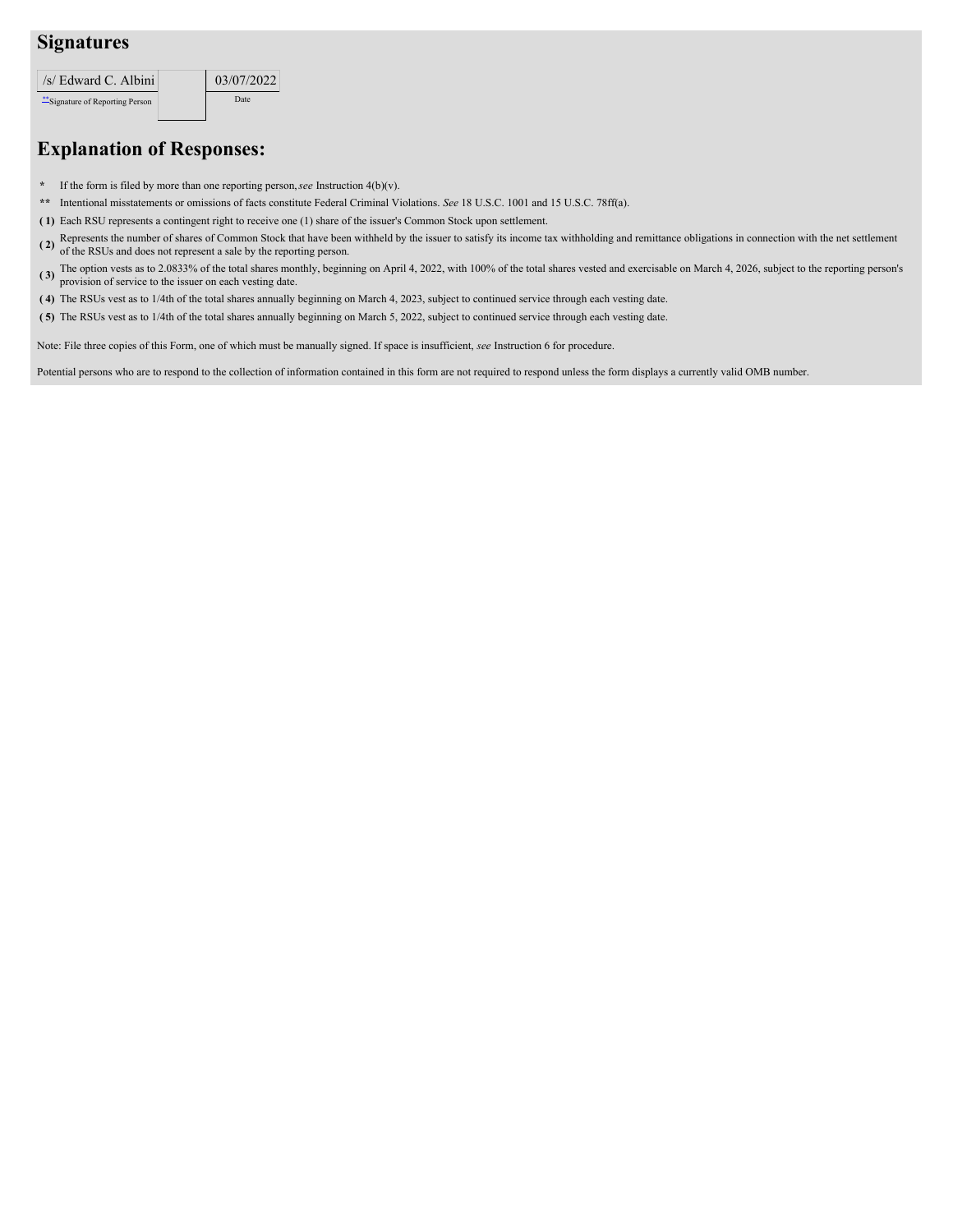## Signatures

| /s/ Edward C. Albini | | 03/07/2022 |
| --- | --- | --- |
| ** Signature of Reporting Person | | Date |

## Explanation of Responses:

- \* If the form is filed by more than one reporting person, *see* Instruction 4(b)(v).
- \*\* Intentional misstatements or omissions of facts constitute Federal Criminal Violations. *See* 18 U.S.C. 1001 and 15 U.S.C. 78ff(a).
- **( 1)** Each RSU represents a contingent right to receive one (1) share of the issuer's Common Stock upon settlement.
- **( 2)** Represents the number of shares of Common Stock that have been withheld by the issuer to satisfy its income tax withholding and remittance obligations in connection with the net settlement of the RSUs and does not represent a sale by the reporting person.
- **( 3)** The option vests as to 2.0833% of the total shares monthly, beginning on April 4, 2022, with 100% of the total shares vested and exercisable on March 4, 2026, subject to the reporting person's provision of service to the issuer on each vesting date.
- **( 4)** The RSUs vest as to 1/4th of the total shares annually beginning on March 4, 2023, subject to continued service through each vesting date.
- **( 5)** The RSUs vest as to 1/4th of the total shares annually beginning on March 5, 2022, subject to continued service through each vesting date.

Note: File three copies of this Form, one of which must be manually signed. If space is insufficient, *see* Instruction 6 for procedure.

Potential persons who are to respond to the collection of information contained in this form are not required to respond unless the form displays a currently valid OMB number.